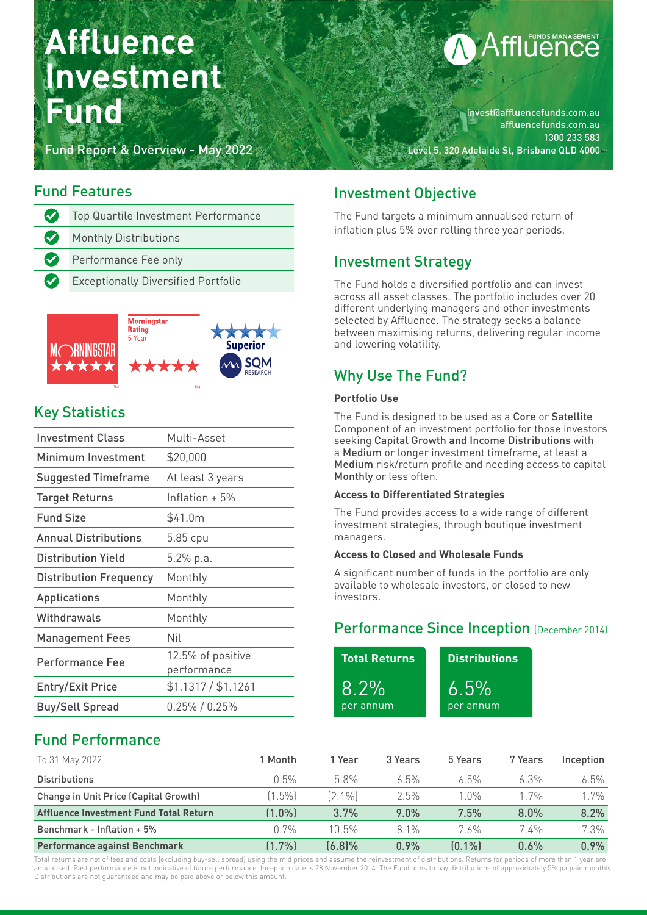# Affluence Investment Fund

Fund Report & Overview - May 2022

Affluence FUNDS MANAGEMENT

invest@affluencefunds.com.au
affluencefunds.com.au
1300 233 583
Level 5, 320 Adelaide St, Brisbane QLD 4000

## Fund Features

- Top Quartile Investment Performance
- Monthly Distributions
- Performance Fee only
- Exceptionally Diversified Portfolio

MORNINGSTAR ★★★★★ | Morningstar Rating 5 Year ★★★★★ | ★★★★ Superior SQM RESEARCH

## Key Statistics

| | |
|---|---|
| Investment Class | Multi-Asset |
| Minimum Investment | $20,000 |
| Suggested Timeframe | At least 3 years |
| Target Returns | Inflation + 5% |
| Fund Size | $41.0m |
| Annual Distributions | 5.85 cpu |
| Distribution Yield | 5.2% p.a. |
| Distribution Frequency | Monthly |
| Applications | Monthly |
| Withdrawals | Monthly |
| Management Fees | Nil |
| Performance Fee | 12.5% of positive performance |
| Entry/Exit Price | $1.1317 / $1.1261 |
| Buy/Sell Spread | 0.25% / 0.25% |

## Investment Objective

The Fund targets a minimum annualised return of inflation plus 5% over rolling three year periods.

## Investment Strategy

The Fund holds a diversified portfolio and can invest across all asset classes. The portfolio includes over 20 different underlying managers and other investments selected by Affluence. The strategy seeks a balance between maximising returns, delivering regular income and lowering volatility.

## Why Use The Fund?

**Portfolio Use**

The Fund is designed to be used as a Core or Satellite Component of an investment portfolio for those investors seeking Capital Growth and Income Distributions with a Medium or longer investment timeframe, at least a Medium risk/return profile and needing access to capital Monthly or less often.

**Access to Differentiated Strategies**

The Fund provides access to a wide range of different investment strategies, through boutique investment managers.

**Access to Closed and Wholesale Funds**

A significant number of funds in the portfolio are only available to wholesale investors, or closed to new investors.

## Performance Since Inception (December 2014)

| Total Returns | Distributions |
|---|---|
| 8.2% per annum | 6.5% per annum |

## Fund Performance

| To 31 May 2022 | 1 Month | 1 Year | 3 Years | 5 Years | 7 Years | Inception |
|---|---|---|---|---|---|---|
| Distributions | 0.5% | 5.8% | 6.5% | 6.5% | 6.3% | 6.5% |
| Change in Unit Price (Capital Growth) | (1.5%) | (2.1%) | 2.5% | 1.0% | 1.7% | 1.7% |
| **Affluence Investment Fund Total Return** | **(1.0%)** | **3.7%** | **9.0%** | **7.5%** | **8.0%** | **8.2%** |
| Benchmark - Inflation + 5% | 0.7% | 10.5% | 8.1% | 7.6% | 7.4% | 7.3% |
| **Performance against Benchmark** | **(1.7%)** | **(6.8)%** | **0.9%** | **(0.1%)** | **0.6%** | **0.9%** |

Total returns are net of fees and costs (excluding buy-sell spread) using the mid prices and assume the reinvestment of distributions. Returns for periods of more than 1 year are annualised. Past performance is not indicative of future performance. Inception date is 28 November 2014. The Fund aims to pay distributions of approximately 5% pa paid monthly. Distributions are not guaranteed and may be paid above or below this amount.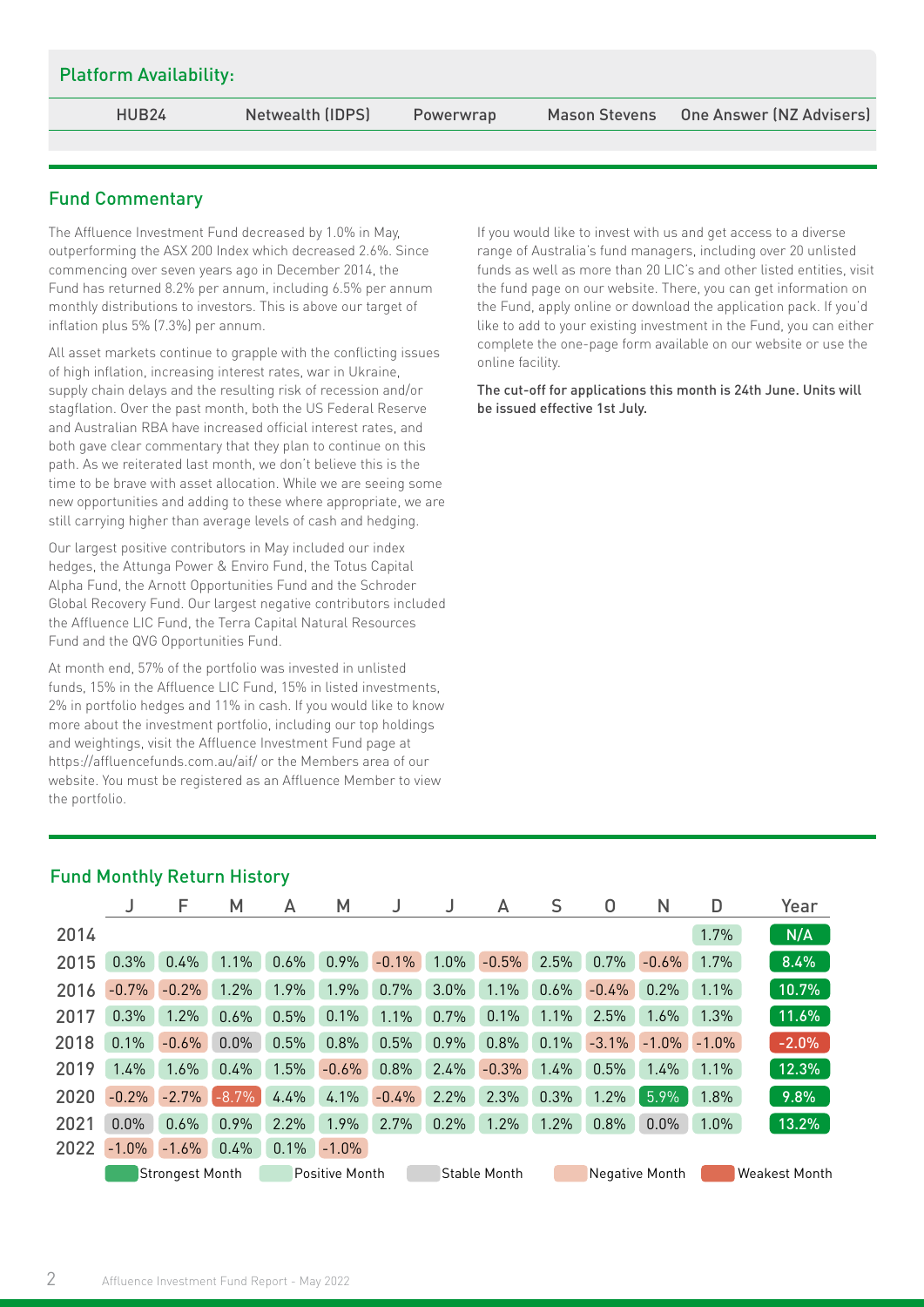## Platform Availability:

| HUB24 | Netwealth (IDPS) | Powerwrap | Mason Stevens | One Answer (NZ Advisers) |
|---|---|---|---|---|

## Fund Commentary

The Affluence Investment Fund decreased by 1.0% in May, outperforming the ASX 200 Index which decreased 2.6%. Since commencing over seven years ago in December 2014, the Fund has returned 8.2% per annum, including 6.5% per annum monthly distributions to investors. This is above our target of inflation plus 5% (7.3%) per annum.

All asset markets continue to grapple with the conflicting issues of high inflation, increasing interest rates, war in Ukraine, supply chain delays and the resulting risk of recession and/or stagflation. Over the past month, both the US Federal Reserve and Australian RBA have increased official interest rates, and both gave clear commentary that they plan to continue on this path. As we reiterated last month, we don't believe this is the time to be brave with asset allocation. While we are seeing some new opportunities and adding to these where appropriate, we are still carrying higher than average levels of cash and hedging.

Our largest positive contributors in May included our index hedges, the Attunga Power & Enviro Fund, the Totus Capital Alpha Fund, the Arnott Opportunities Fund and the Schroder Global Recovery Fund. Our largest negative contributors included the Affluence LIC Fund, the Terra Capital Natural Resources Fund and the QVG Opportunities Fund.

At month end, 57% of the portfolio was invested in unlisted funds, 15% in the Affluence LIC Fund, 15% in listed investments, 2% in portfolio hedges and 11% in cash. If you would like to know more about the investment portfolio, including our top holdings and weightings, visit the Affluence Investment Fund page at https://affluencefunds.com.au/aif/ or the Members area of our website. You must be registered as an Affluence Member to view the portfolio.

If you would like to invest with us and get access to a diverse range of Australia's fund managers, including over 20 unlisted funds as well as more than 20 LIC's and other listed entities, visit the fund page on our website. There, you can get information on the Fund, apply online or download the application pack. If you'd like to add to your existing investment in the Fund, you can either complete the one-page form available on our website or use the online facility.

**The cut-off for applications this month is 24th June. Units will be issued effective 1st July.**

## Fund Monthly Return History

| | J | F | M | A | M | J | J | A | S | O | N | D | Year |
|---|---|---|---|---|---|---|---|---|---|---|---|---|---|
| 2014 | | | | | | | | | | | | 1.7% | N/A |
| 2015 | 0.3% | 0.4% | 1.1% | 0.6% | 0.9% | -0.1% | 1.0% | -0.5% | 2.5% | 0.7% | -0.6% | 1.7% | 8.4% |
| 2016 | -0.7% | -0.2% | 1.2% | 1.9% | 1.9% | 0.7% | 3.0% | 1.1% | 0.6% | -0.4% | 0.2% | 1.1% | 10.7% |
| 2017 | 0.3% | 1.2% | 0.6% | 0.5% | 0.1% | 1.1% | 0.7% | 0.1% | 1.1% | 2.5% | 1.6% | 1.3% | 11.6% |
| 2018 | 0.1% | -0.6% | 0.0% | 0.5% | 0.8% | 0.5% | 0.9% | 0.8% | 0.1% | -3.1% | -1.0% | -1.0% | -2.0% |
| 2019 | 1.4% | 1.6% | 0.4% | 1.5% | -0.6% | 0.8% | 2.4% | -0.3% | 1.4% | 0.5% | 1.4% | 1.1% | 12.3% |
| 2020 | -0.2% | -2.7% | -8.7% | 4.4% | 4.1% | -0.4% | 2.2% | 2.3% | 0.3% | 1.2% | 5.9% | 1.8% | 9.8% |
| 2021 | 0.0% | 0.6% | 0.9% | 2.2% | 1.9% | 2.7% | 0.2% | 1.2% | 1.2% | 0.8% | 0.0% | 1.0% | 13.2% |
| 2022 | -1.0% | -1.6% | 0.4% | 0.1% | -1.0% | | | | | | | | |

Strongest Month | Positive Month | Stable Month | Negative Month | Weakest Month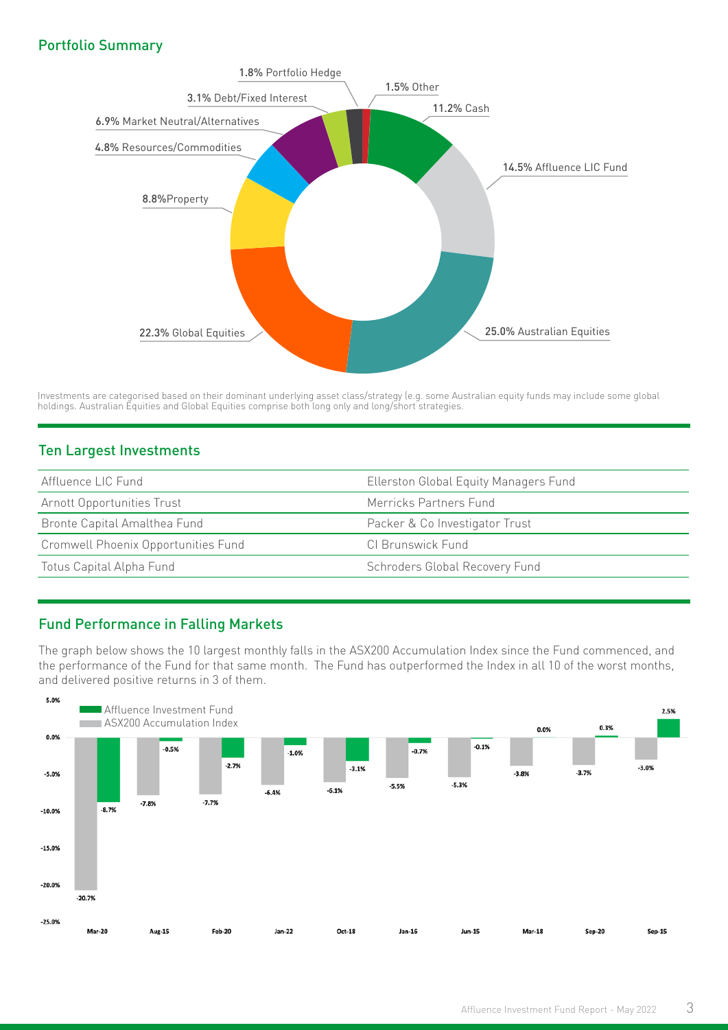## Portfolio Summary

| Asset Class | Allocation |
|---|---|
| Australian Equities | 25.0% |
| Global Equities | 22.3% |
| Affluence LIC Fund | 14.5% |
| Cash | 11.2% |
| Property | 8.8% |
| Market Neutral/Alternatives | 6.9% |
| Resources/Commodities | 4.8% |
| Debt/Fixed Interest | 3.1% |
| Portfolio Hedge | 1.8% |
| Other | 1.5% |

Investments are categorised based on their dominant underlying asset class/strategy (e.g. some Australian equity funds may include some global holdings. Australian Equities and Global Equities comprise both long only and long/short strategies.

## Ten Largest Investments

| | |
|---|---|
| Affluence LIC Fund | Ellerston Global Equity Managers Fund |
| Arnott Opportunities Trust | Merricks Partners Fund |
| Bronte Capital Amalthea Fund | Packer & Co Investigator Trust |
| Cromwell Phoenix Opportunities Fund | CI Brunswick Fund |
| Totus Capital Alpha Fund | Schroders Global Recovery Fund |

## Fund Performance in Falling Markets

The graph below shows the 10 largest monthly falls in the ASX200 Accumulation Index since the Fund commenced, and the performance of the Fund for that same month. The Fund has outperformed the Index in all 10 of the worst months, and delivered positive returns in 3 of them.

| Month | Affluence Investment Fund | ASX200 Accumulation Index |
|---|---|---|
| Mar-20 | -8.7% | -20.7% |
| Aug-15 | -0.5% | -7.8% |
| Feb-20 | -2.7% | -7.7% |
| Jan-22 | -1.0% | -6.4% |
| Oct-18 | -3.1% | -6.1% |
| Jan-16 | -0.7% | -5.5% |
| Jun-15 | -0.1% | -5.3% |
| Mar-18 | 0.0% | -3.8% |
| Sep-20 | 0.3% | -3.7% |
| Sep-15 | 2.5% | -3.0% |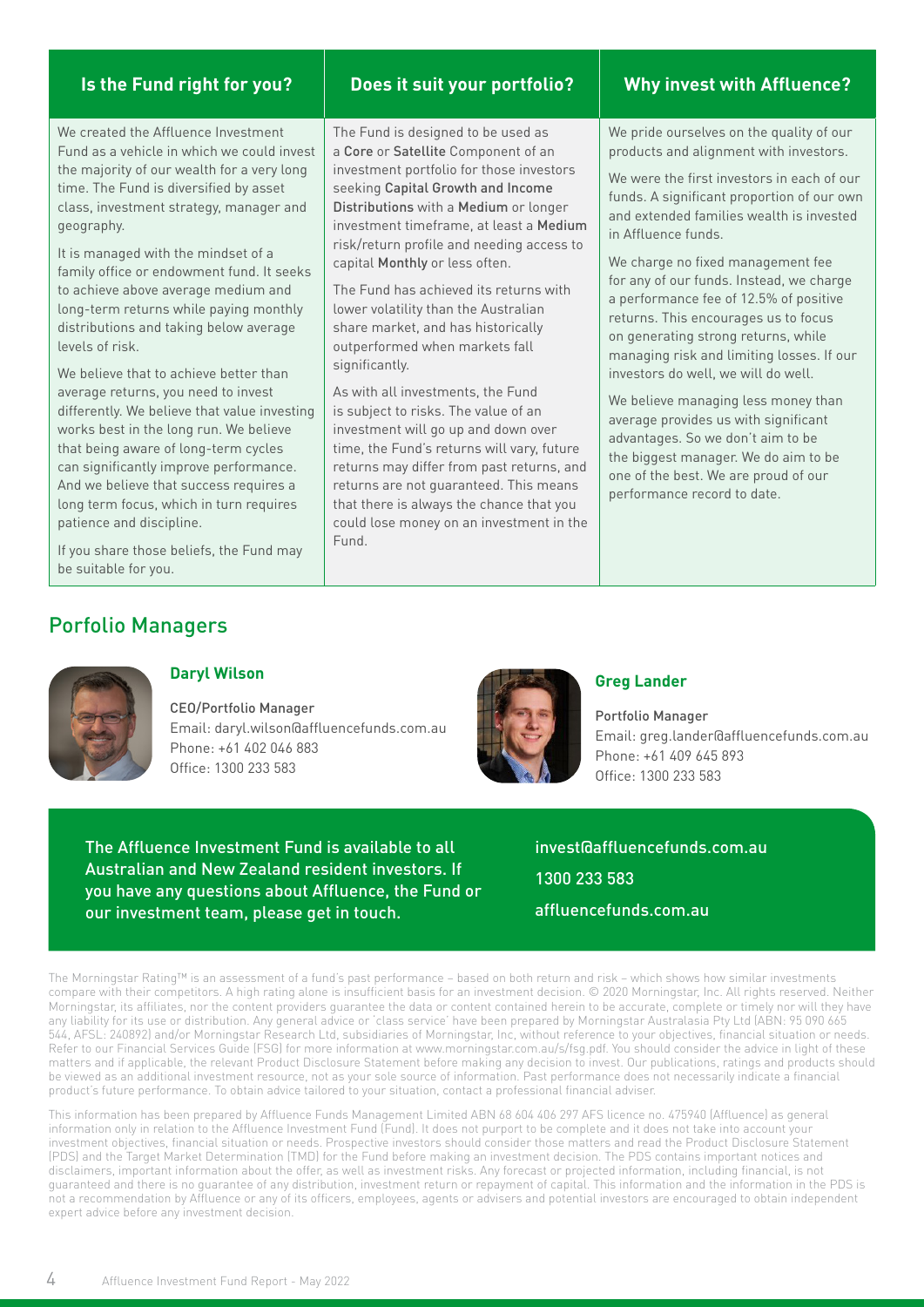## Is the Fund right for you?

We created the Affluence Investment Fund as a vehicle in which we could invest the majority of our wealth for a very long time. The Fund is diversified by asset class, investment strategy, manager and geography.

It is managed with the mindset of a family office or endowment fund. It seeks to achieve above average medium and long-term returns while paying monthly distributions and taking below average levels of risk.

We believe that to achieve better than average returns, you need to invest differently. We believe that value investing works best in the long run. We believe that being aware of long-term cycles can significantly improve performance. And we believe that success requires a long term focus, which in turn requires patience and discipline.

If you share those beliefs, the Fund may be suitable for you.

## Does it suit your portfolio?

The Fund is designed to be used as a Core or Satellite Component of an investment portfolio for those investors seeking Capital Growth and Income Distributions with a Medium or longer investment timeframe, at least a Medium risk/return profile and needing access to capital Monthly or less often.

The Fund has achieved its returns with lower volatility than the Australian share market, and has historically outperformed when markets fall significantly.

As with all investments, the Fund is subject to risks. The value of an investment will go up and down over time, the Fund's returns will vary, future returns may differ from past returns, and returns are not guaranteed. This means that there is always the chance that you could lose money on an investment in the Fund.

## Why invest with Affluence?

We pride ourselves on the quality of our products and alignment with investors.

We were the first investors in each of our funds. A significant proportion of our own and extended families wealth is invested in Affluence funds.

We charge no fixed management fee for any of our funds. Instead, we charge a performance fee of 12.5% of positive returns. This encourages us to focus on generating strong returns, while managing risk and limiting losses. If our investors do well, we will do well.

We believe managing less money than average provides us with significant advantages. So we don't aim to be the biggest manager. We do aim to be one of the best. We are proud of our performance record to date.

## Porfolio Managers

### Daryl Wilson

CEO/Portfolio Manager
Email: daryl.wilson@affluencefunds.com.au
Phone: +61 402 046 883
Office: 1300 233 583

### Greg Lander

Portfolio Manager
Email: greg.lander@affluencefunds.com.au
Phone: +61 409 645 893
Office: 1300 233 583

The Affluence Investment Fund is available to all Australian and New Zealand resident investors. If you have any questions about Affluence, the Fund or our investment team, please get in touch.

invest@affluencefunds.com.au

1300 233 583

affluencefunds.com.au

The Morningstar Rating™ is an assessment of a fund's past performance – based on both return and risk – which shows how similar investments compare with their competitors. A high rating alone is insufficient basis for an investment decision. © 2020 Morningstar, Inc. All rights reserved. Neither Morningstar, its affiliates, nor the content providers guarantee the data or content contained herein to be accurate, complete or timely nor will they have any liability for its use or distribution. Any general advice or 'class service' have been prepared by Morningstar Australasia Pty Ltd (ABN: 95 090 665 544, AFSL: 240892) and/or Morningstar Research Ltd, subsidiaries of Morningstar, Inc, without reference to your objectives, financial situation or needs. Refer to our Financial Services Guide (FSG) for more information at www.morningstar.com.au/s/fsg.pdf. You should consider the advice in light of these matters and if applicable, the relevant Product Disclosure Statement before making any decision to invest. Our publications, ratings and products should be viewed as an additional investment resource, not as your sole source of information. Past performance does not necessarily indicate a financial product's future performance. To obtain advice tailored to your situation, contact a professional financial adviser.

This information has been prepared by Affluence Funds Management Limited ABN 68 604 406 297 AFS licence no. 475940 (Affluence) as general information only in relation to the Affluence Investment Fund (Fund). It does not purport to be complete and it does not take into account your investment objectives, financial situation or needs. Prospective investors should consider those matters and read the Product Disclosure Statement (PDS) and the Target Market Determination (TMD) for the Fund before making an investment decision. The PDS contains important notices and disclaimers, important information about the offer, as well as investment risks. Any forecast or projected information, including financial, is not guaranteed and there is no guarantee of any distribution, investment return or repayment of capital. This information and the information in the PDS is not a recommendation by Affluence or any of its officers, employees, agents or advisers and potential investors are encouraged to obtain independent expert advice before any investment decision.